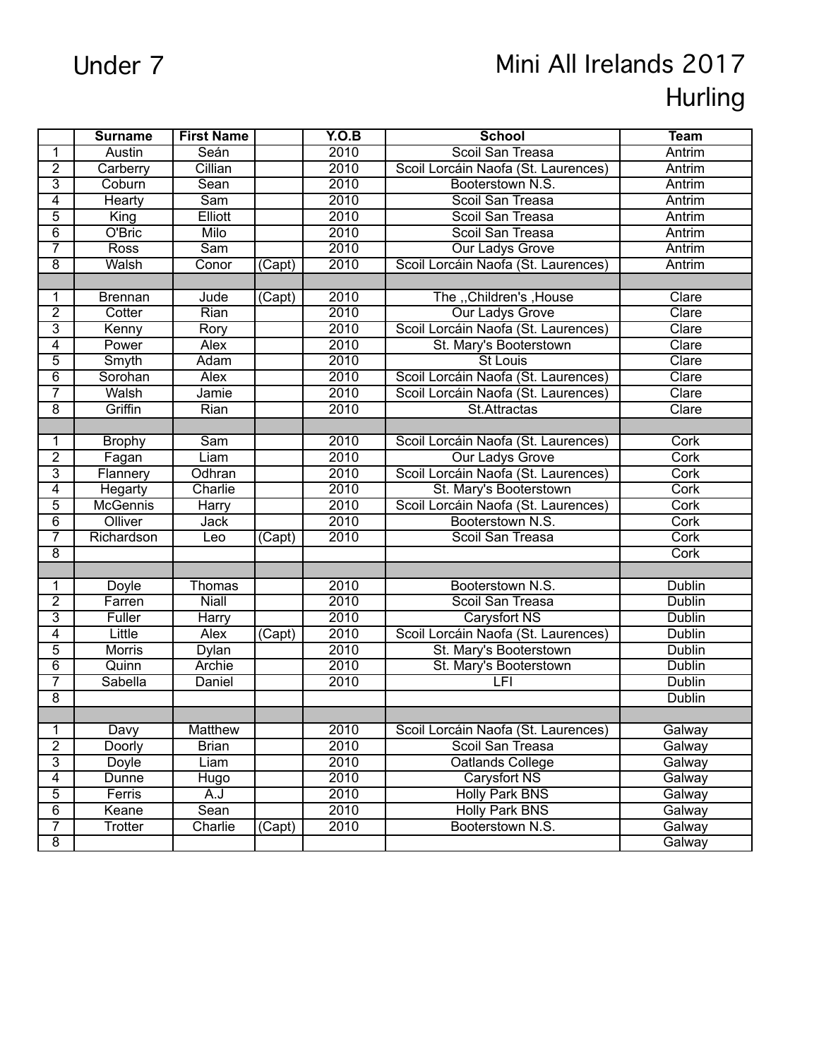Under 7

# Mini All Irelands 2017
## Hurling

| | Surname | First Name | | Y.O.B | School | Team |
|---|---|---|---|---|---|---|
| 1 | Austin | Seán | | 2010 | Scoil San Treasa | Antrim |
| 2 | Carberry | Cillian | | 2010 | Scoil Lorcáin Naofa (St. Laurences) | Antrim |
| 3 | Coburn | Sean | | 2010 | Booterstown N.S. | Antrim |
| 4 | Hearty | Sam | | 2010 | Scoil San Treasa | Antrim |
| 5 | King | Elliott | | 2010 | Scoil San Treasa | Antrim |
| 6 | O'Bric | Milo | | 2010 | Scoil San Treasa | Antrim |
| 7 | Ross | Sam | | 2010 | Our Ladys Grove | Antrim |
| 8 | Walsh | Conor | (Capt) | 2010 | Scoil Lorcáin Naofa (St. Laurences) | Antrim |
| | | | | | | |
| 1 | Brennan | Jude | (Capt) | 2010 | The ,,Children's ,House | Clare |
| 2 | Cotter | Rian | | 2010 | Our Ladys Grove | Clare |
| 3 | Kenny | Rory | | 2010 | Scoil Lorcáin Naofa (St. Laurences) | Clare |
| 4 | Power | Alex | | 2010 | St. Mary's Booterstown | Clare |
| 5 | Smyth | Adam | | 2010 | St Louis | Clare |
| 6 | Sorohan | Alex | | 2010 | Scoil Lorcáin Naofa (St. Laurences) | Clare |
| 7 | Walsh | Jamie | | 2010 | Scoil Lorcáin Naofa (St. Laurences) | Clare |
| 8 | Griffin | Rian | | 2010 | St.Attractas | Clare |
| | | | | | | |
| 1 | Brophy | Sam | | 2010 | Scoil Lorcáin Naofa (St. Laurences) | Cork |
| 2 | Fagan | Liam | | 2010 | Our Ladys Grove | Cork |
| 3 | Flannery | Odhran | | 2010 | Scoil Lorcáin Naofa (St. Laurences) | Cork |
| 4 | Hegarty | Charlie | | 2010 | St. Mary's Booterstown | Cork |
| 5 | McGennis | Harry | | 2010 | Scoil Lorcáin Naofa (St. Laurences) | Cork |
| 6 | Olliver | Jack | | 2010 | Booterstown N.S. | Cork |
| 7 | Richardson | Leo | (Capt) | 2010 | Scoil San Treasa | Cork |
| 8 | | | | | | Cork |
| | | | | | | |
| 1 | Doyle | Thomas | | 2010 | Booterstown N.S. | Dublin |
| 2 | Farren | Niall | | 2010 | Scoil San Treasa | Dublin |
| 3 | Fuller | Harry | | 2010 | Carysfort NS | Dublin |
| 4 | Little | Alex | (Capt) | 2010 | Scoil Lorcáin Naofa (St. Laurences) | Dublin |
| 5 | Morris | Dylan | | 2010 | St. Mary's Booterstown | Dublin |
| 6 | Quinn | Archie | | 2010 | St. Mary's Booterstown | Dublin |
| 7 | Sabella | Daniel | | 2010 | LFI | Dublin |
| 8 | | | | | | Dublin |
| | | | | | | |
| 1 | Davy | Matthew | | 2010 | Scoil Lorcáin Naofa (St. Laurences) | Galway |
| 2 | Doorly | Brian | | 2010 | Scoil San Treasa | Galway |
| 3 | Doyle | Liam | | 2010 | Oatlands College | Galway |
| 4 | Dunne | Hugo | | 2010 | Carysfort NS | Galway |
| 5 | Ferris | A.J | | 2010 | Holly Park BNS | Galway |
| 6 | Keane | Sean | | 2010 | Holly Park BNS | Galway |
| 7 | Trotter | Charlie | (Capt) | 2010 | Booterstown N.S. | Galway |
| 8 | | | | | | Galway |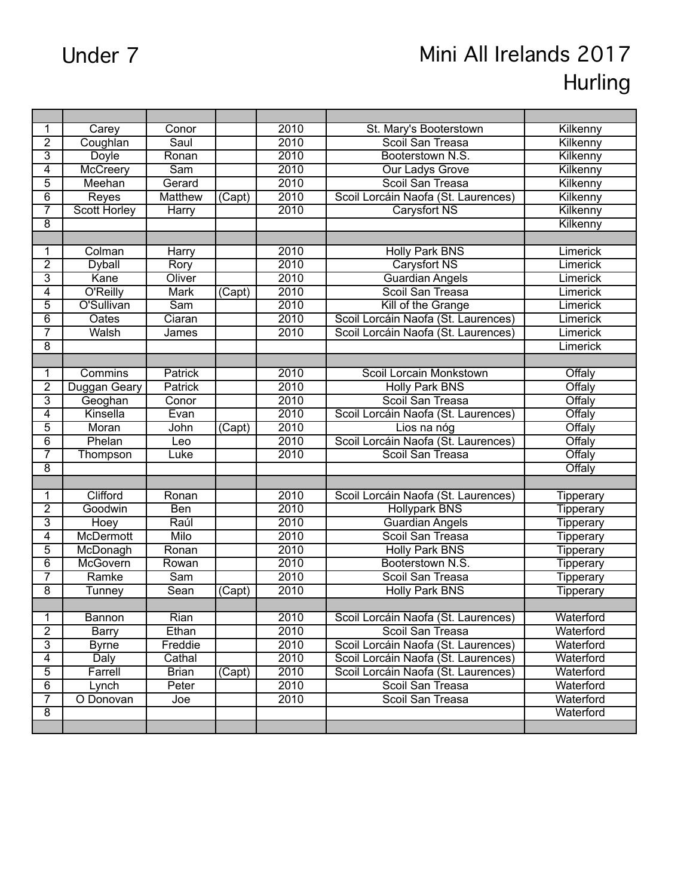Under 7

# Mini All Irelands 2017
## Hurling

| | | | | | | |
|---|---|---|---|---|---|---|
| 1 | Carey | Conor | | 2010 | St. Mary's Booterstown | Kilkenny |
| 2 | Coughlan | Saul | | 2010 | Scoil San Treasa | Kilkenny |
| 3 | Doyle | Ronan | | 2010 | Booterstown N.S. | Kilkenny |
| 4 | McCreery | Sam | | 2010 | Our Ladys Grove | Kilkenny |
| 5 | Meehan | Gerard | | 2010 | Scoil San Treasa | Kilkenny |
| 6 | Reyes | Matthew | (Capt) | 2010 | Scoil Lorcáin Naofa (St. Laurences) | Kilkenny |
| 7 | Scott Horley | Harry | | 2010 | Carysfort NS | Kilkenny |
| 8 | | | | | | Kilkenny |
| | | | | | | |
| 1 | Colman | Harry | | 2010 | Holly Park BNS | Limerick |
| 2 | Dyball | Rory | | 2010 | Carysfort NS | Limerick |
| 3 | Kane | Oliver | | 2010 | Guardian Angels | Limerick |
| 4 | O'Reilly | Mark | (Capt) | 2010 | Scoil San Treasa | Limerick |
| 5 | O'Sullivan | Sam | | 2010 | Kill of the Grange | Limerick |
| 6 | Oates | Ciaran | | 2010 | Scoil Lorcáin Naofa (St. Laurences) | Limerick |
| 7 | Walsh | James | | 2010 | Scoil Lorcáin Naofa (St. Laurences) | Limerick |
| 8 | | | | | | Limerick |
| | | | | | | |
| 1 | Commins | Patrick | | 2010 | Scoil Lorcain Monkstown | Offaly |
| 2 | Duggan Geary | Patrick | | 2010 | Holly Park BNS | Offaly |
| 3 | Geoghan | Conor | | 2010 | Scoil San Treasa | Offaly |
| 4 | Kinsella | Evan | | 2010 | Scoil Lorcáin Naofa (St. Laurences) | Offaly |
| 5 | Moran | John | (Capt) | 2010 | Lios na nóg | Offaly |
| 6 | Phelan | Leo | | 2010 | Scoil Lorcáin Naofa (St. Laurences) | Offaly |
| 7 | Thompson | Luke | | 2010 | Scoil San Treasa | Offaly |
| 8 | | | | | | Offaly |
| | | | | | | |
| 1 | Clifford | Ronan | | 2010 | Scoil Lorcáin Naofa (St. Laurences) | Tipperary |
| 2 | Goodwin | Ben | | 2010 | Hollypark BNS | Tipperary |
| 3 | Hoey | Raúl | | 2010 | Guardian Angels | Tipperary |
| 4 | McDermott | Milo | | 2010 | Scoil San Treasa | Tipperary |
| 5 | McDonagh | Ronan | | 2010 | Holly Park BNS | Tipperary |
| 6 | McGovern | Rowan | | 2010 | Booterstown N.S. | Tipperary |
| 7 | Ramke | Sam | | 2010 | Scoil San Treasa | Tipperary |
| 8 | Tunney | Sean | (Capt) | 2010 | Holly Park BNS | Tipperary |
| | | | | | | |
| 1 | Bannon | Rian | | 2010 | Scoil Lorcáin Naofa (St. Laurences) | Waterford |
| 2 | Barry | Ethan | | 2010 | Scoil San Treasa | Waterford |
| 3 | Byrne | Freddie | | 2010 | Scoil Lorcáin Naofa (St. Laurences) | Waterford |
| 4 | Daly | Cathal | | 2010 | Scoil Lorcáin Naofa (St. Laurences) | Waterford |
| 5 | Farrell | Brian | (Capt) | 2010 | Scoil Lorcáin Naofa (St. Laurences) | Waterford |
| 6 | Lynch | Peter | | 2010 | Scoil San Treasa | Waterford |
| 7 | O Donovan | Joe | | 2010 | Scoil San Treasa | Waterford |
| 8 | | | | | | Waterford |